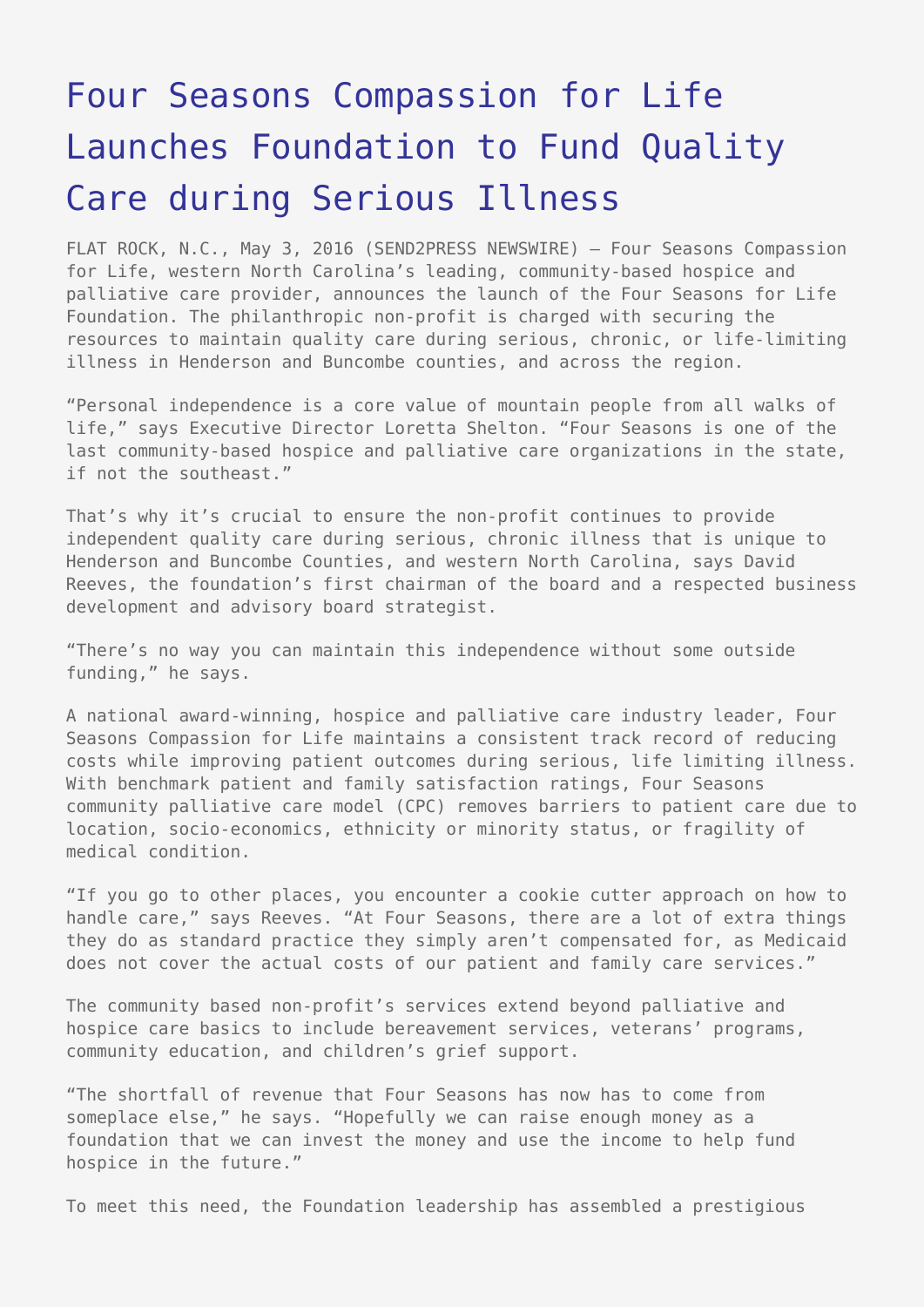# Four Seasons Compassion for Life Launches Foundation to Fund Quality Care during Serious Illness

FLAT ROCK, N.C., May 3, 2016 (SEND2PRESS NEWSWIRE) — Four Seasons Compassion for Life, western North Carolina's leading, community-based hospice and palliative care provider, announces the launch of the Four Seasons for Life Foundation. The philanthropic non-profit is charged with securing the resources to maintain quality care during serious, chronic, or life-limiting illness in Henderson and Buncombe counties, and across the region.

"Personal independence is a core value of mountain people from all walks of life," says Executive Director Loretta Shelton. "Four Seasons is one of the last community-based hospice and palliative care organizations in the state, if not the southeast."

That's why it's crucial to ensure the non-profit continues to provide independent quality care during serious, chronic illness that is unique to Henderson and Buncombe Counties, and western North Carolina, says David Reeves, the foundation's first chairman of the board and a respected business development and advisory board strategist.

"There's no way you can maintain this independence without some outside funding," he says.

A national award-winning, hospice and palliative care industry leader, Four Seasons Compassion for Life maintains a consistent track record of reducing costs while improving patient outcomes during serious, life limiting illness. With benchmark patient and family satisfaction ratings, Four Seasons community palliative care model (CPC) removes barriers to patient care due to location, socio-economics, ethnicity or minority status, or fragility of medical condition.

"If you go to other places, you encounter a cookie cutter approach on how to handle care," says Reeves. "At Four Seasons, there are a lot of extra things they do as standard practice they simply aren't compensated for, as Medicaid does not cover the actual costs of our patient and family care services."

The community based non-profit's services extend beyond palliative and hospice care basics to include bereavement services, veterans' programs, community education, and children's grief support.

"The shortfall of revenue that Four Seasons has now has to come from someplace else," he says. "Hopefully we can raise enough money as a foundation that we can invest the money and use the income to help fund hospice in the future."

To meet this need, the Foundation leadership has assembled a prestigious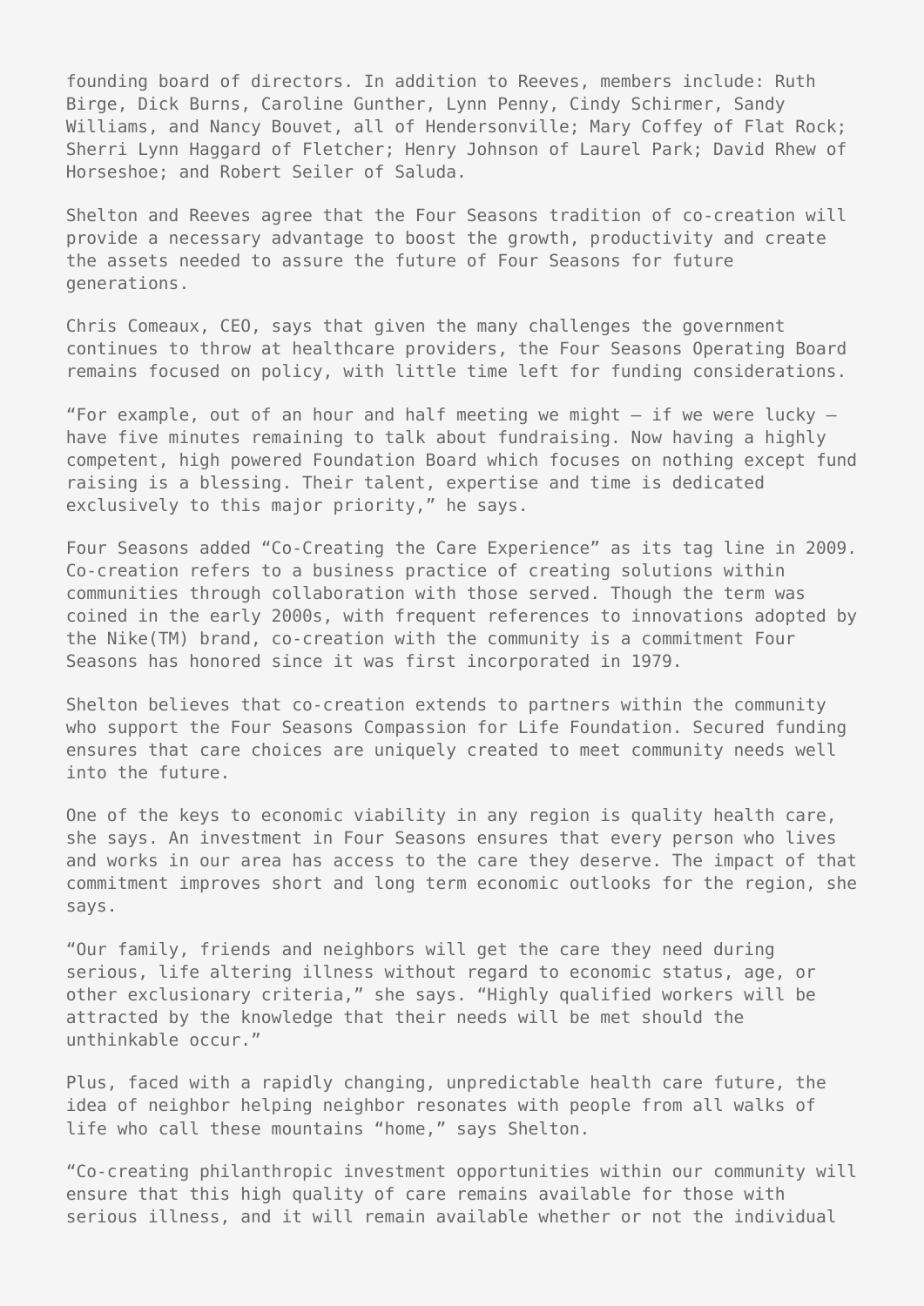founding board of directors. In addition to Reeves, members include: Ruth Birge, Dick Burns, Caroline Gunther, Lynn Penny, Cindy Schirmer, Sandy Williams, and Nancy Bouvet, all of Hendersonville; Mary Coffey of Flat Rock; Sherri Lynn Haggard of Fletcher; Henry Johnson of Laurel Park; David Rhew of Horseshoe; and Robert Seiler of Saluda.

Shelton and Reeves agree that the Four Seasons tradition of co-creation will provide a necessary advantage to boost the growth, productivity and create the assets needed to assure the future of Four Seasons for future generations.

Chris Comeaux, CEO, says that given the many challenges the government continues to throw at healthcare providers, the Four Seasons Operating Board remains focused on policy, with little time left for funding considerations.

"For example, out of an hour and half meeting we might – if we were lucky – have five minutes remaining to talk about fundraising. Now having a highly competent, high powered Foundation Board which focuses on nothing except fund raising is a blessing. Their talent, expertise and time is dedicated exclusively to this major priority," he says.

Four Seasons added "Co-Creating the Care Experience" as its tag line in 2009. Co-creation refers to a business practice of creating solutions within communities through collaboration with those served. Though the term was coined in the early 2000s, with frequent references to innovations adopted by the Nike(TM) brand, co-creation with the community is a commitment Four Seasons has honored since it was first incorporated in 1979.

Shelton believes that co-creation extends to partners within the community who support the Four Seasons Compassion for Life Foundation. Secured funding ensures that care choices are uniquely created to meet community needs well into the future.

One of the keys to economic viability in any region is quality health care, she says. An investment in Four Seasons ensures that every person who lives and works in our area has access to the care they deserve. The impact of that commitment improves short and long term economic outlooks for the region, she says.

"Our family, friends and neighbors will get the care they need during serious, life altering illness without regard to economic status, age, or other exclusionary criteria," she says. "Highly qualified workers will be attracted by the knowledge that their needs will be met should the unthinkable occur."

Plus, faced with a rapidly changing, unpredictable health care future, the idea of neighbor helping neighbor resonates with people from all walks of life who call these mountains "home," says Shelton.

"Co-creating philanthropic investment opportunities within our community will ensure that this high quality of care remains available for those with serious illness, and it will remain available whether or not the individual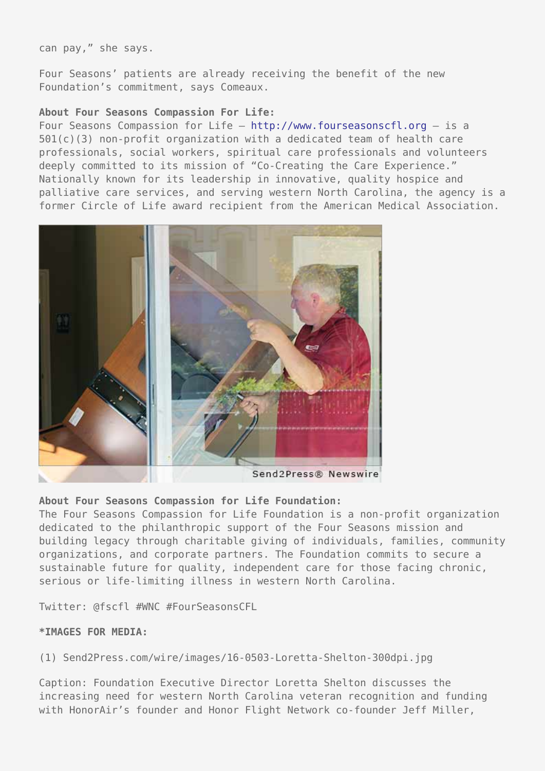can pay," she says.

Four Seasons' patients are already receiving the benefit of the new Foundation's commitment, says Comeaux.

**About Four Seasons Compassion For Life:**
Four Seasons Compassion for Life – http://www.fourseasonscfl.org – is a 501(c)(3) non-profit organization with a dedicated team of health care professionals, social workers, spiritual care professionals and volunteers deeply committed to its mission of "Co-Creating the Care Experience." Nationally known for its leadership in innovative, quality hospice and palliative care services, and serving western North Carolina, the agency is a former Circle of Life award recipient from the American Medical Association.

**About Four Seasons Compassion for Life Foundation:**
The Four Seasons Compassion for Life Foundation is a non-profit organization dedicated to the philanthropic support of the Four Seasons mission and building legacy through charitable giving of individuals, families, community organizations, and corporate partners. The Foundation commits to secure a sustainable future for quality, independent care for those facing chronic, serious or life-limiting illness in western North Carolina.

Twitter: @fscfl #WNC #FourSeasonsCFL

***IMAGES FOR MEDIA:**

(1) Send2Press.com/wire/images/16-0503-Loretta-Shelton-300dpi.jpg

Caption: Foundation Executive Director Loretta Shelton discusses the increasing need for western North Carolina veteran recognition and funding with HonorAir's founder and Honor Flight Network co-founder Jeff Miller,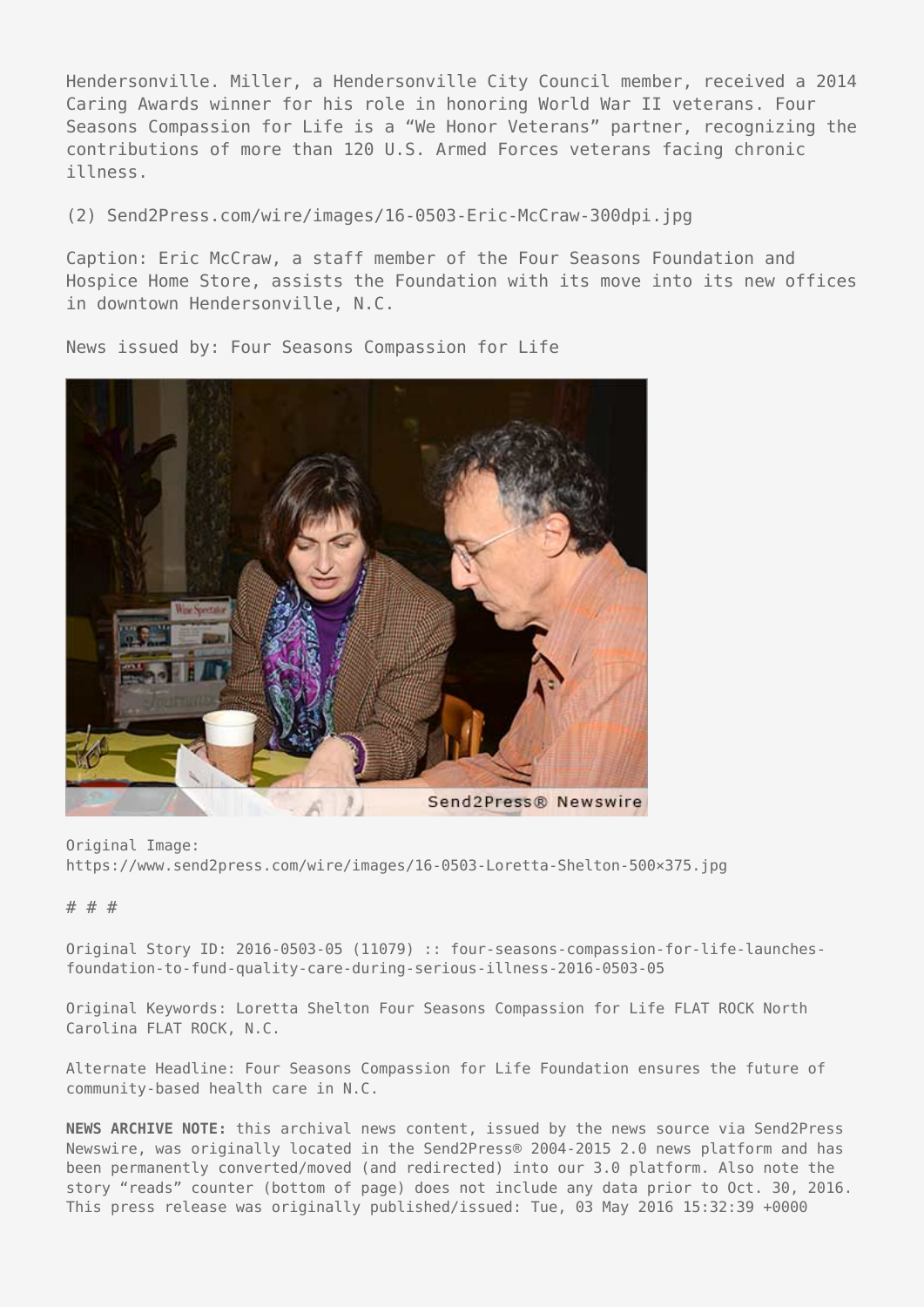Hendersonville. Miller, a Hendersonville City Council member, received a 2014 Caring Awards winner for his role in honoring World War II veterans. Four Seasons Compassion for Life is a “We Honor Veterans” partner, recognizing the contributions of more than 120 U.S. Armed Forces veterans facing chronic illness.

(2) Send2Press.com/wire/images/16-0503-Eric-McCraw-300dpi.jpg

Caption: Eric McCraw, a staff member of the Four Seasons Foundation and Hospice Home Store, assists the Foundation with its move into its new offices in downtown Hendersonville, N.C.

News issued by: Four Seasons Compassion for Life

Original Image: https://www.send2press.com/wire/images/16-0503-Loretta-Shelton-500×375.jpg

# # #

Original Story ID: 2016-0503-05 (11079) :: four-seasons-compassion-for-life-launches-foundation-to-fund-quality-care-during-serious-illness-2016-0503-05

Original Keywords: Loretta Shelton Four Seasons Compassion for Life FLAT ROCK North Carolina FLAT ROCK, N.C.

Alternate Headline: Four Seasons Compassion for Life Foundation ensures the future of community-based health care in N.C.

**NEWS ARCHIVE NOTE:** this archival news content, issued by the news source via Send2Press Newswire, was originally located in the Send2Press® 2004-2015 2.0 news platform and has been permanently converted/moved (and redirected) into our 3.0 platform. Also note the story “reads” counter (bottom of page) does not include any data prior to Oct. 30, 2016. This press release was originally published/issued: Tue, 03 May 2016 15:32:39 +0000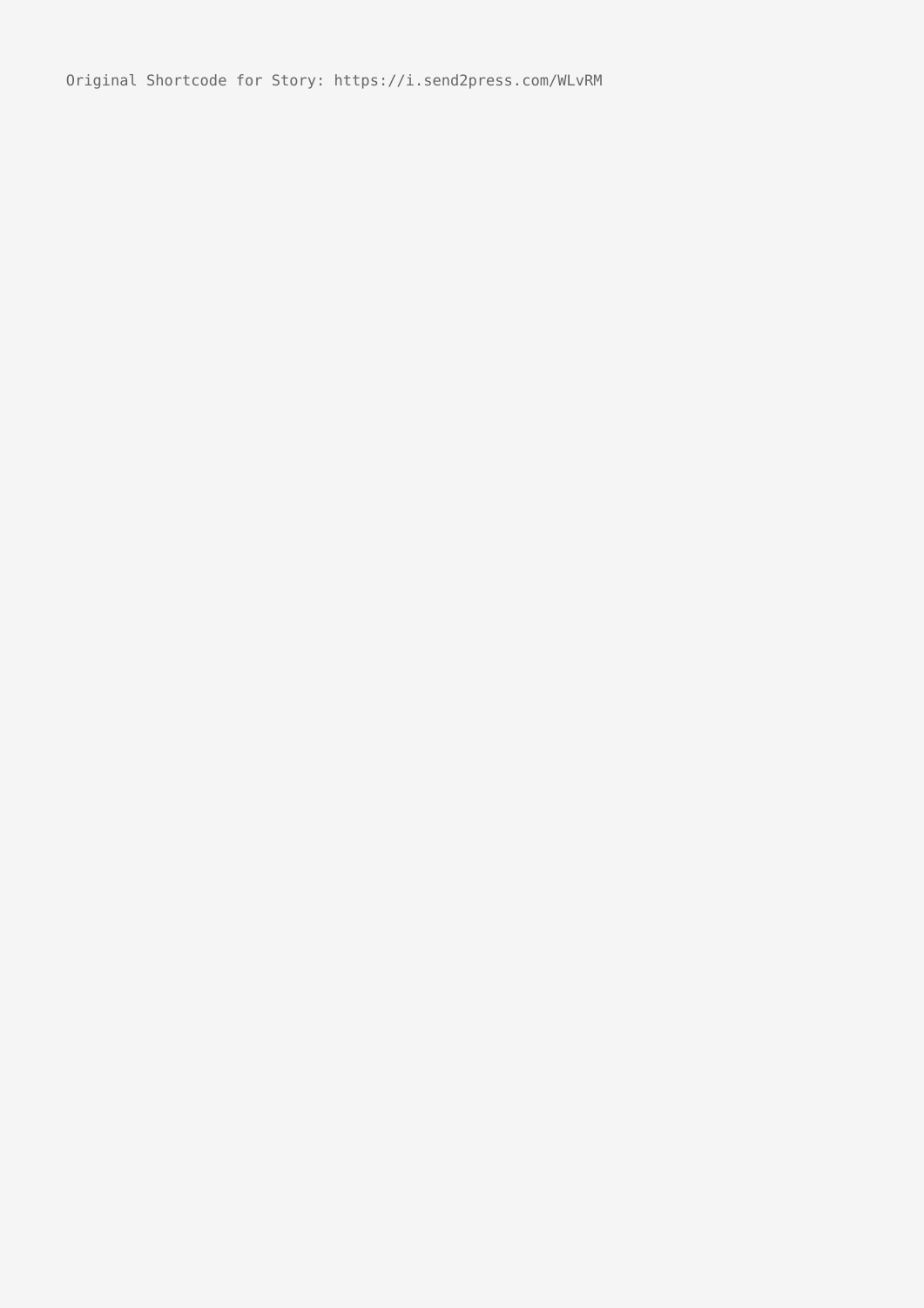Original Shortcode for Story: https://i.send2press.com/WLvRM